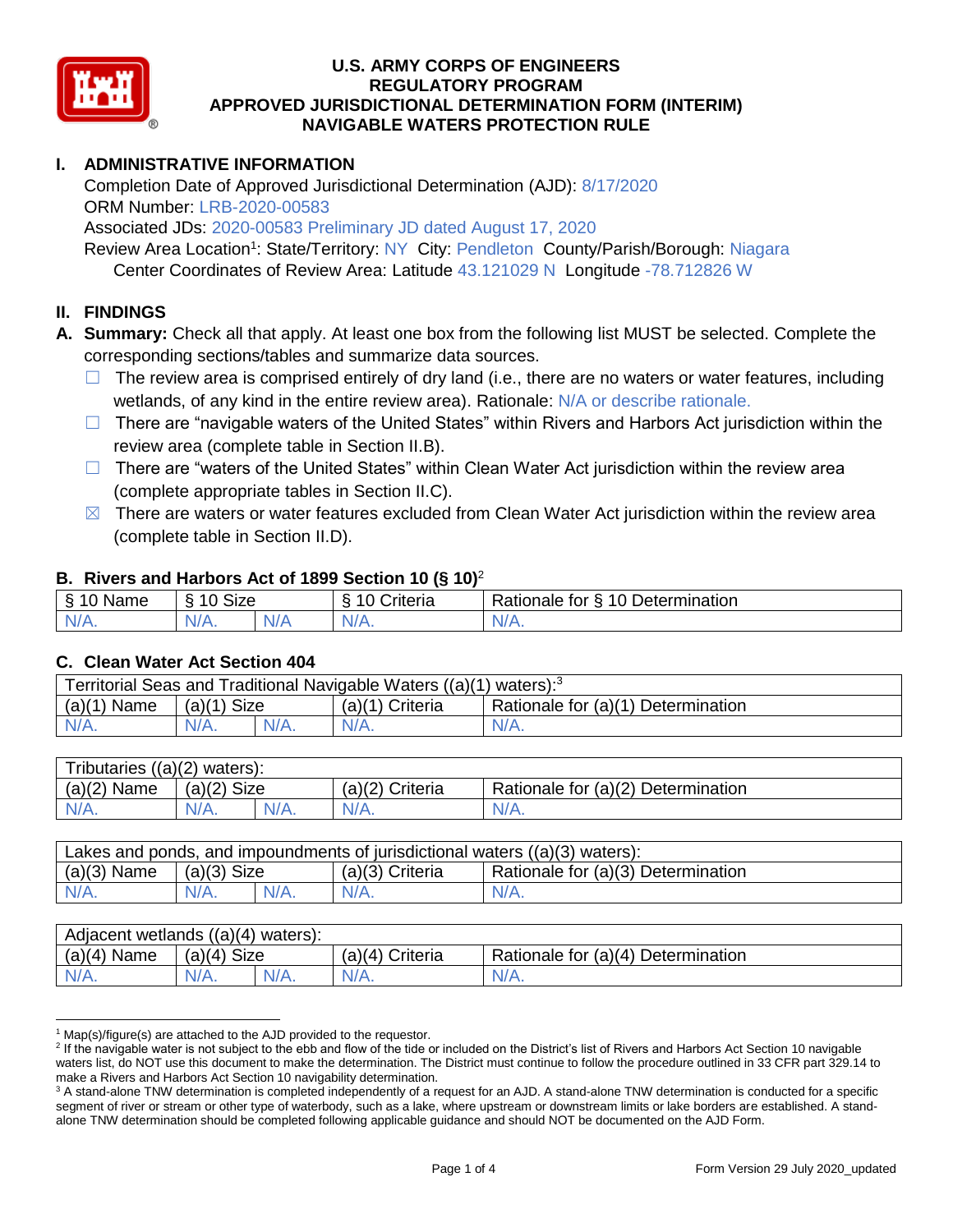# U.S. ARMY CORPS OF ENGINEERS
# REGULATORY PROGRAM
# APPROVED JURISDICTIONAL DETERMINATION FORM (INTERIM)
# NAVIGABLE WATERS PROTECTION RULE

## I. ADMINISTRATIVE INFORMATION

Completion Date of Approved Jurisdictional Determination (AJD): 8/17/2020
ORM Number: LRB-2020-00583
Associated JDs: 2020-00583 Preliminary JD dated August 17, 2020
Review Area Location[1]: State/Territory: NY City: Pendleton County/Parish/Borough: Niagara
Center Coordinates of Review Area: Latitude 43.121029 N Longitude -78.712826 W

## II. FINDINGS

**A. Summary:** Check all that apply. At least one box from the following list MUST be selected. Complete the corresponding sections/tables and summarize data sources.

- ☐ The review area is comprised entirely of dry land (i.e., there are no waters or water features, including wetlands, of any kind in the entire review area). Rationale: N/A or describe rationale.
- ☐ There are "navigable waters of the United States" within Rivers and Harbors Act jurisdiction within the review area (complete table in Section II.B).
- ☐ There are "waters of the United States" within Clean Water Act jurisdiction within the review area (complete appropriate tables in Section II.C).
- ☒ There are waters or water features excluded from Clean Water Act jurisdiction within the review area (complete table in Section II.D).

### B. Rivers and Harbors Act of 1899 Section 10 (§ 10)[2]

| § 10 Name | § 10 Size | | § 10 Criteria | Rationale for § 10 Determination |
|---|---|---|---|---|
| N/A. | N/A. | N/A | N/A. | N/A. |

### C. Clean Water Act Section 404

| Territorial Seas and Traditional Navigable Waters ((a)(1) waters):[3] | | | | |
|---|---|---|---|---|
| (a)(1) Name | (a)(1) Size | | (a)(1) Criteria | Rationale for (a)(1) Determination |
| N/A. | N/A. | N/A. | N/A. | N/A. |

| Tributaries ((a)(2) waters): | | | | |
|---|---|---|---|---|
| (a)(2) Name | (a)(2) Size | | (a)(2) Criteria | Rationale for (a)(2) Determination |
| N/A. | N/A. | N/A. | N/A. | N/A. |

| Lakes and ponds, and impoundments of jurisdictional waters ((a)(3) waters): | | | | |
|---|---|---|---|---|
| (a)(3) Name | (a)(3) Size | | (a)(3) Criteria | Rationale for (a)(3) Determination |
| N/A. | N/A. | N/A. | N/A. | N/A. |

| Adjacent wetlands ((a)(4) waters): | | | | |
|---|---|---|---|---|
| (a)(4) Name | (a)(4) Size | | (a)(4) Criteria | Rationale for (a)(4) Determination |
| N/A. | N/A. | N/A. | N/A. | N/A. |

---

[1] Map(s)/figure(s) are attached to the AJD provided to the requestor.

[2] If the navigable water is not subject to the ebb and flow of the tide or included on the District's list of Rivers and Harbors Act Section 10 navigable waters list, do NOT use this document to make the determination. The District must continue to follow the procedure outlined in 33 CFR part 329.14 to make a Rivers and Harbors Act Section 10 navigability determination.

[3] A stand-alone TNW determination is completed independently of a request for an AJD. A stand-alone TNW determination is conducted for a specific segment of river or stream or other type of waterbody, such as a lake, where upstream or downstream limits or lake borders are established. A stand-alone TNW determination should be completed following applicable guidance and should NOT be documented on the AJD Form.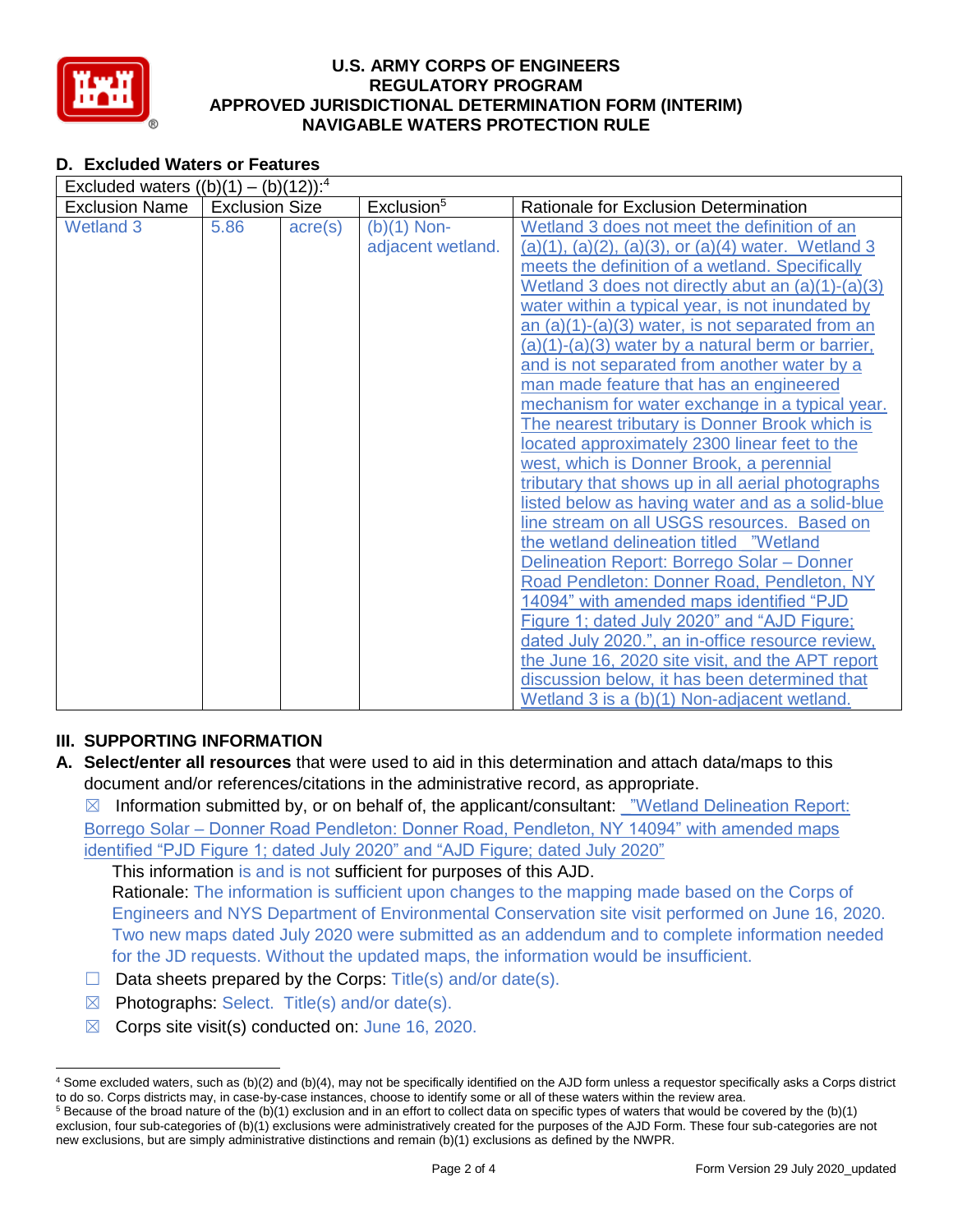## D. Excluded Waters or Features

| Excluded waters ((b)(1) – (b)(12)):[4] | | | | |
|---|---|---|---|---|
| Exclusion Name | Exclusion Size | | Exclusion[5] | Rationale for Exclusion Determination |
| Wetland 3 | 5.86 | acre(s) | (b)(1) Non-adjacent wetland. | Wetland 3 does not meet the definition of an (a)(1), (a)(2), (a)(3), or (a)(4) water. Wetland 3 meets the definition of a wetland. Specifically Wetland 3 does not directly abut an (a)(1)-(a)(3) water within a typical year, is not inundated by an (a)(1)-(a)(3) water, is not separated from an (a)(1)-(a)(3) water by a natural berm or barrier, and is not separated from another water by a man made feature that has an engineered mechanism for water exchange in a typical year. The nearest tributary is Donner Brook which is located approximately 2300 linear feet to the west, which is Donner Brook, a perennial tributary that shows up in all aerial photographs listed below as having water and as a solid-blue line stream on all USGS resources. Based on the wetland delineation titled "Wetland Delineation Report: Borrego Solar – Donner Road Pendleton: Donner Road, Pendleton, NY 14094" with amended maps identified "PJD Figure 1; dated July 2020" and "AJD Figure; dated July 2020.", an in-office resource review, the June 16, 2020 site visit, and the APT report discussion below, it has been determined that Wetland 3 is a (b)(1) Non-adjacent wetland. |

## III. SUPPORTING INFORMATION

**A. Select/enter all resources** that were used to aid in this determination and attach data/maps to this document and/or references/citations in the administrative record, as appropriate.

☒ Information submitted by, or on behalf of, the applicant/consultant: "Wetland Delineation Report: Borrego Solar – Donner Road Pendleton: Donner Road, Pendleton, NY 14094" with amended maps identified "PJD Figure 1; dated July 2020" and "AJD Figure; dated July 2020"

This information is and is not sufficient for purposes of this AJD.

Rationale: The information is sufficient upon changes to the mapping made based on the Corps of Engineers and NYS Department of Environmental Conservation site visit performed on June 16, 2020. Two new maps dated July 2020 were submitted as an addendum and to complete information needed for the JD requests. Without the updated maps, the information would be insufficient.

☐ Data sheets prepared by the Corps: Title(s) and/or date(s).

☒ Photographs: Select. Title(s) and/or date(s).

☒ Corps site visit(s) conducted on: June 16, 2020.

---

[4] Some excluded waters, such as (b)(2) and (b)(4), may not be specifically identified on the AJD form unless a requestor specifically asks a Corps district to do so. Corps districts may, in case-by-case instances, choose to identify some or all of these waters within the review area.

[5] Because of the broad nature of the (b)(1) exclusion and in an effort to collect data on specific types of waters that would be covered by the (b)(1) exclusion, four sub-categories of (b)(1) exclusions were administratively created for the purposes of the AJD Form. These four sub-categories are not new exclusions, but are simply administrative distinctions and remain (b)(1) exclusions as defined by the NWPR.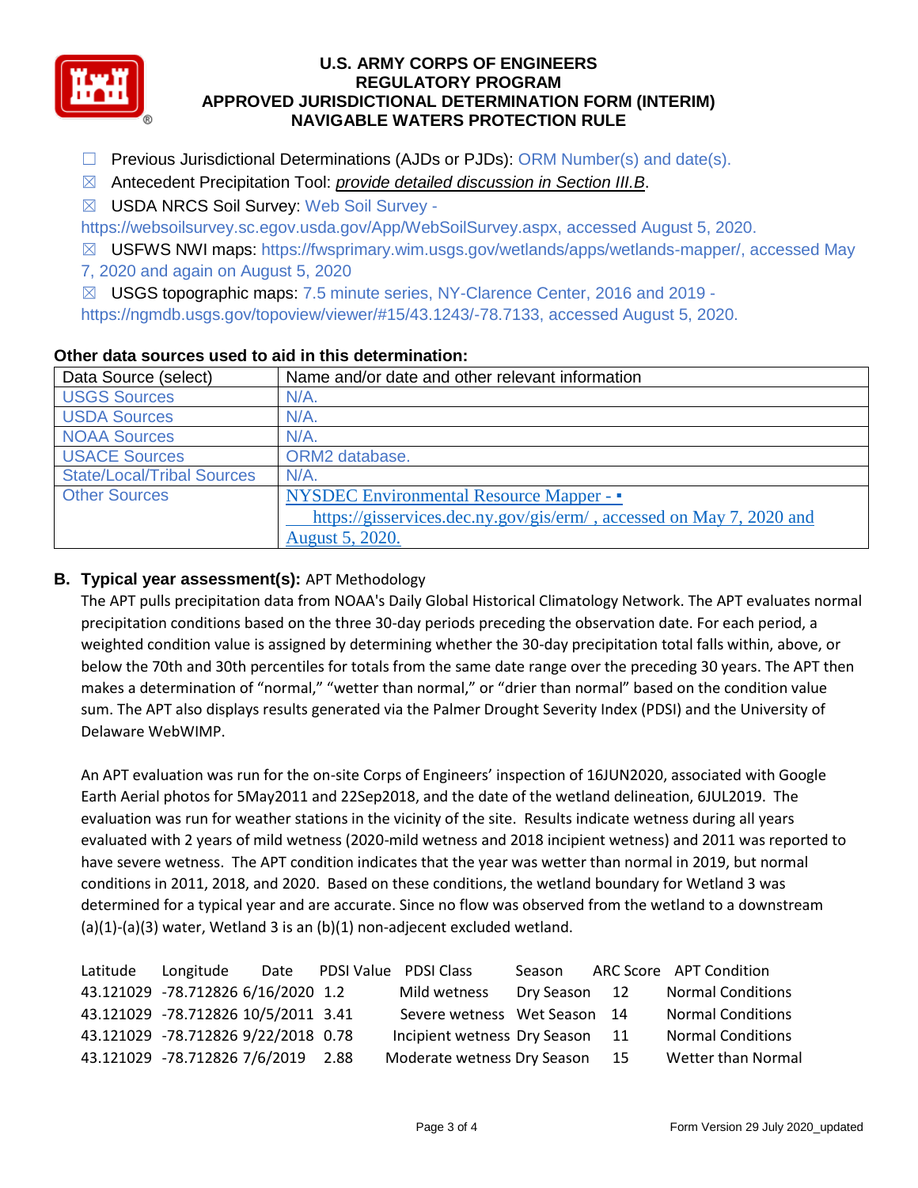# U.S. ARMY CORPS OF ENGINEERS
## REGULATORY PROGRAM
## APPROVED JURISDICTIONAL DETERMINATION FORM (INTERIM)
## NAVIGABLE WATERS PROTECTION RULE

- ☐ Previous Jurisdictional Determinations (AJDs or PJDs): ORM Number(s) and date(s).
- ☒ Antecedent Precipitation Tool: *provide detailed discussion in Section III.B*.
- ☒ USDA NRCS Soil Survey: Web Soil Survey - https://websoilsurvey.sc.egov.usda.gov/App/WebSoilSurvey.aspx, accessed August 5, 2020.
- ☒ USFWS NWI maps: https://fwsprimary.wim.usgs.gov/wetlands/apps/wetlands-mapper/, accessed May 7, 2020 and again on August 5, 2020
- ☒ USGS topographic maps: 7.5 minute series, NY-Clarence Center, 2016 and 2019 - https://ngmdb.usgs.gov/topoview/viewer/#15/43.1243/-78.7133, accessed August 5, 2020.

**Other data sources used to aid in this determination:**

| Data Source (select) | Name and/or date and other relevant information |
|---|---|
| USGS Sources | N/A. |
| USDA Sources | N/A. |
| NOAA Sources | N/A. |
| USACE Sources | ORM2 database. |
| State/Local/Tribal Sources | N/A. |
| Other Sources | NYSDEC Environmental Resource Mapper - https://gisservices.dec.ny.gov/gis/erm/ , accessed on May 7, 2020 and August 5, 2020. |

## B. Typical year assessment(s): APT Methodology

The APT pulls precipitation data from NOAA's Daily Global Historical Climatology Network. The APT evaluates normal precipitation conditions based on the three 30-day periods preceding the observation date. For each period, a weighted condition value is assigned by determining whether the 30-day precipitation total falls within, above, or below the 70th and 30th percentiles for totals from the same date range over the preceding 30 years. The APT then makes a determination of "normal," "wetter than normal," or "drier than normal" based on the condition value sum. The APT also displays results generated via the Palmer Drought Severity Index (PDSI) and the University of Delaware WebWIMP.

An APT evaluation was run for the on-site Corps of Engineers' inspection of 16JUN2020, associated with Google Earth Aerial photos for 5May2011 and 22Sep2018, and the date of the wetland delineation, 6JUL2019. The evaluation was run for weather stations in the vicinity of the site. Results indicate wetness during all years evaluated with 2 years of mild wetness (2020-mild wetness and 2018 incipient wetness) and 2011 was reported to have severe wetness. The APT condition indicates that the year was wetter than normal in 2019, but normal conditions in 2011, 2018, and 2020. Based on these conditions, the wetland boundary for Wetland 3 was determined for a typical year and are accurate. Since no flow was observed from the wetland to a downstream (a)(1)-(a)(3) water, Wetland 3 is an (b)(1) non-adjecent excluded wetland.

| Latitude | Longitude | Date | PDSI Value | PDSI Class | Season | ARC Score | APT Condition |
|---|---|---|---|---|---|---|---|
| 43.121029 | -78.712826 | 6/16/2020 | 1.2 | Mild wetness | Dry Season | 12 | Normal Conditions |
| 43.121029 | -78.712826 | 10/5/2011 | 3.41 | Severe wetness | Wet Season | 14 | Normal Conditions |
| 43.121029 | -78.712826 | 9/22/2018 | 0.78 | Incipient wetness | Dry Season | 11 | Normal Conditions |
| 43.121029 | -78.712826 | 7/6/2019 | 2.88 | Moderate wetness | Dry Season | 15 | Wetter than Normal |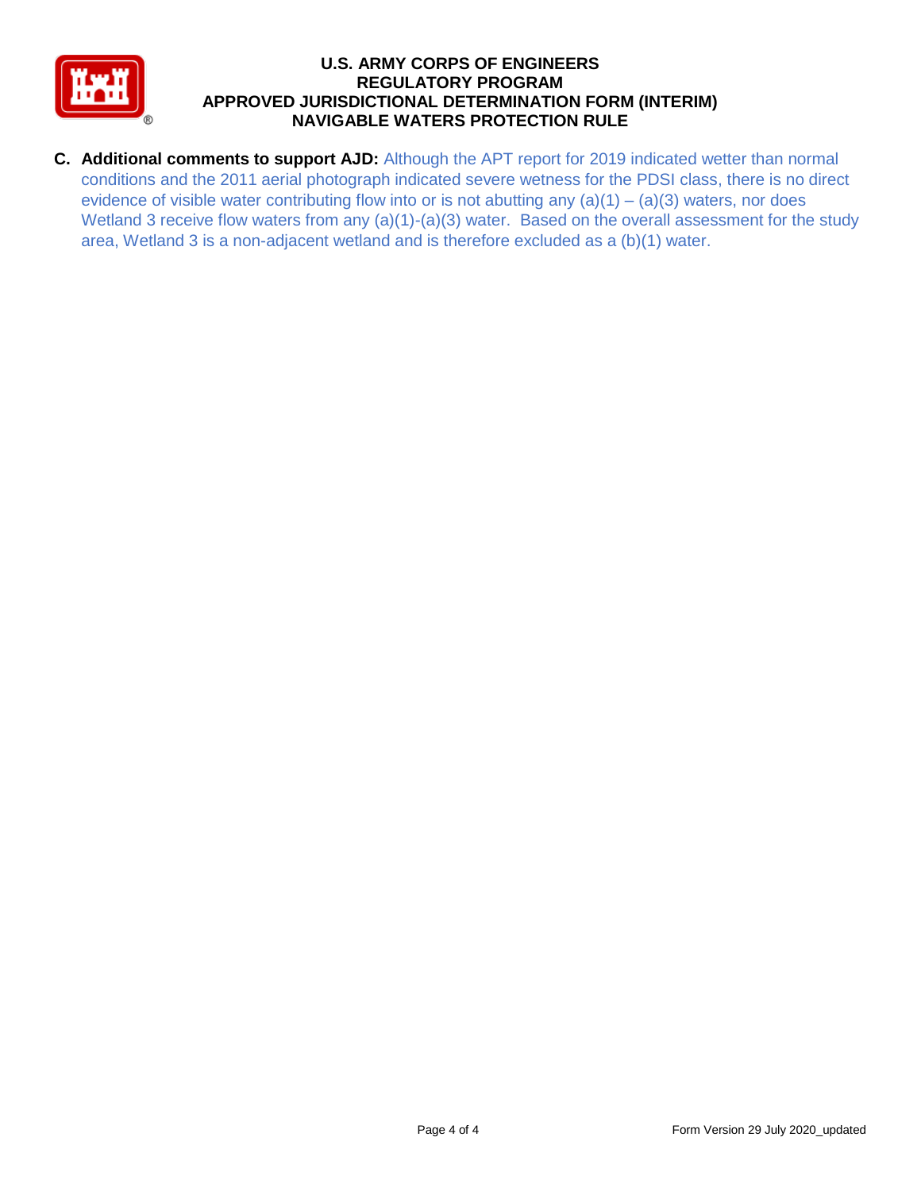**C. Additional comments to support AJD:** Although the APT report for 2019 indicated wetter than normal conditions and the 2011 aerial photograph indicated severe wetness for the PDSI class, there is no direct evidence of visible water contributing flow into or is not abutting any (a)(1) – (a)(3) waters, nor does Wetland 3 receive flow waters from any (a)(1)-(a)(3) water. Based on the overall assessment for the study area, Wetland 3 is a non-adjacent wetland and is therefore excluded as a (b)(1) water.